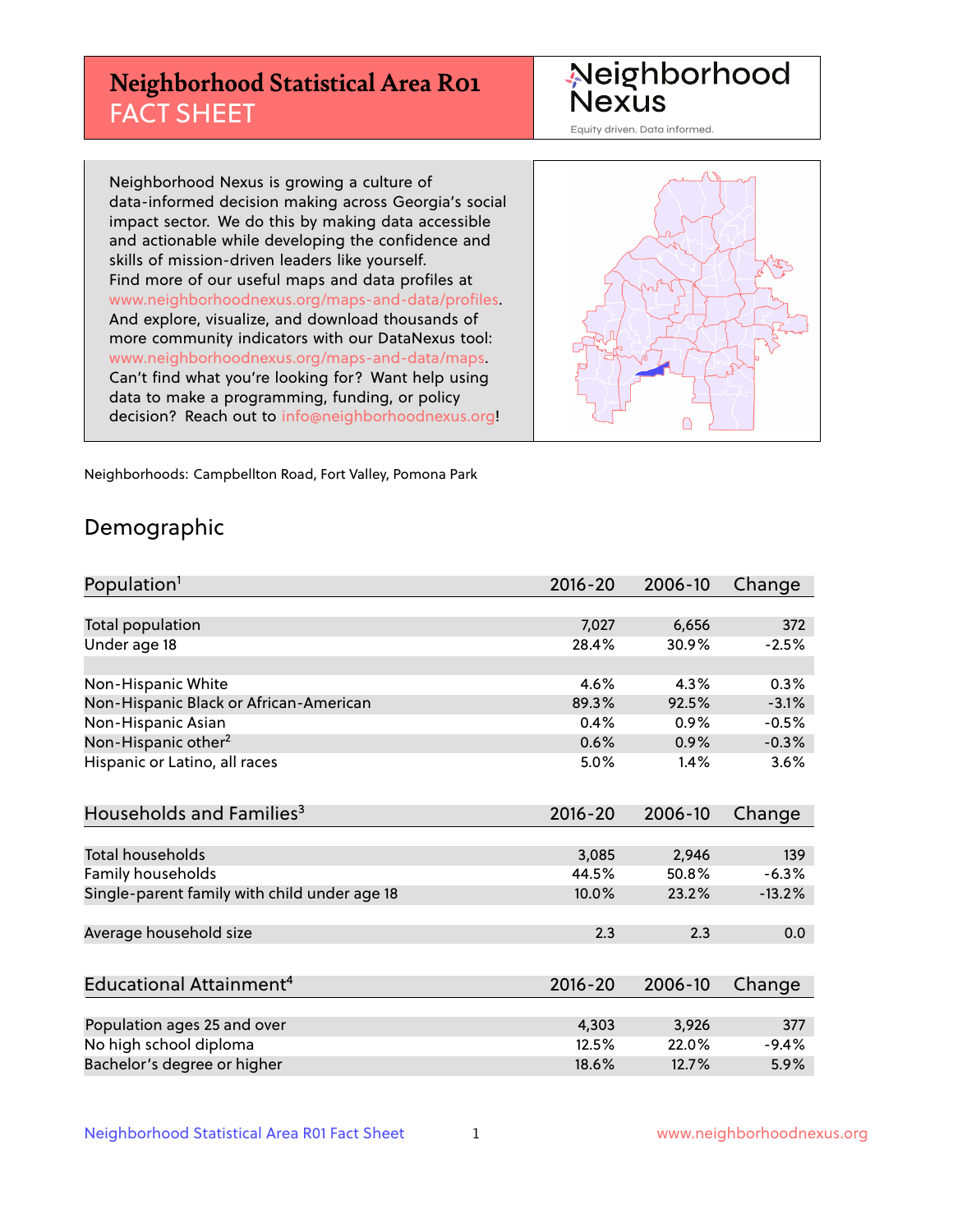# Neighborhood Statistical Area R01 FACT SHEET

Neighborhood Nexus

Equity driven. Data informed.

Neighborhood Nexus is growing a culture of data-informed decision making across Georgia's social impact sector. We do this by making data accessible and actionable while developing the confidence and skills of mission-driven leaders like yourself. Find more of our useful maps and data profiles at www.neighborhoodnexus.org/maps-and-data/profiles. And explore, visualize, and download thousands of more community indicators with our DataNexus tool: www.neighborhoodnexus.org/maps-and-data/maps. Can't find what you're looking for? Want help using data to make a programming, funding, or policy decision? Reach out to info@neighborhoodnexus.org!

Neighborhoods: Campbellton Road, Fort Valley, Pomona Park

## Demographic

| Population[1] | 2016-20 | 2006-10 | Change |
|---|---|---|---|
| Total population | 7,027 | 6,656 | 372 |
| Under age 18 | 28.4% | 30.9% | -2.5% |
| | | | |
| Non-Hispanic White | 4.6% | 4.3% | 0.3% |
| Non-Hispanic Black or African-American | 89.3% | 92.5% | -3.1% |
| Non-Hispanic Asian | 0.4% | 0.9% | -0.5% |
| Non-Hispanic other[2] | 0.6% | 0.9% | -0.3% |
| Hispanic or Latino, all races | 5.0% | 1.4% | 3.6% |

| Households and Families[3] | 2016-20 | 2006-10 | Change |
|---|---|---|---|
| Total households | 3,085 | 2,946 | 139 |
| Family households | 44.5% | 50.8% | -6.3% |
| Single-parent family with child under age 18 | 10.0% | 23.2% | -13.2% |
| | | | |
| Average household size | 2.3 | 2.3 | 0.0 |

| Educational Attainment[4] | 2016-20 | 2006-10 | Change |
|---|---|---|---|
| Population ages 25 and over | 4,303 | 3,926 | 377 |
| No high school diploma | 12.5% | 22.0% | -9.4% |
| Bachelor's degree or higher | 18.6% | 12.7% | 5.9% |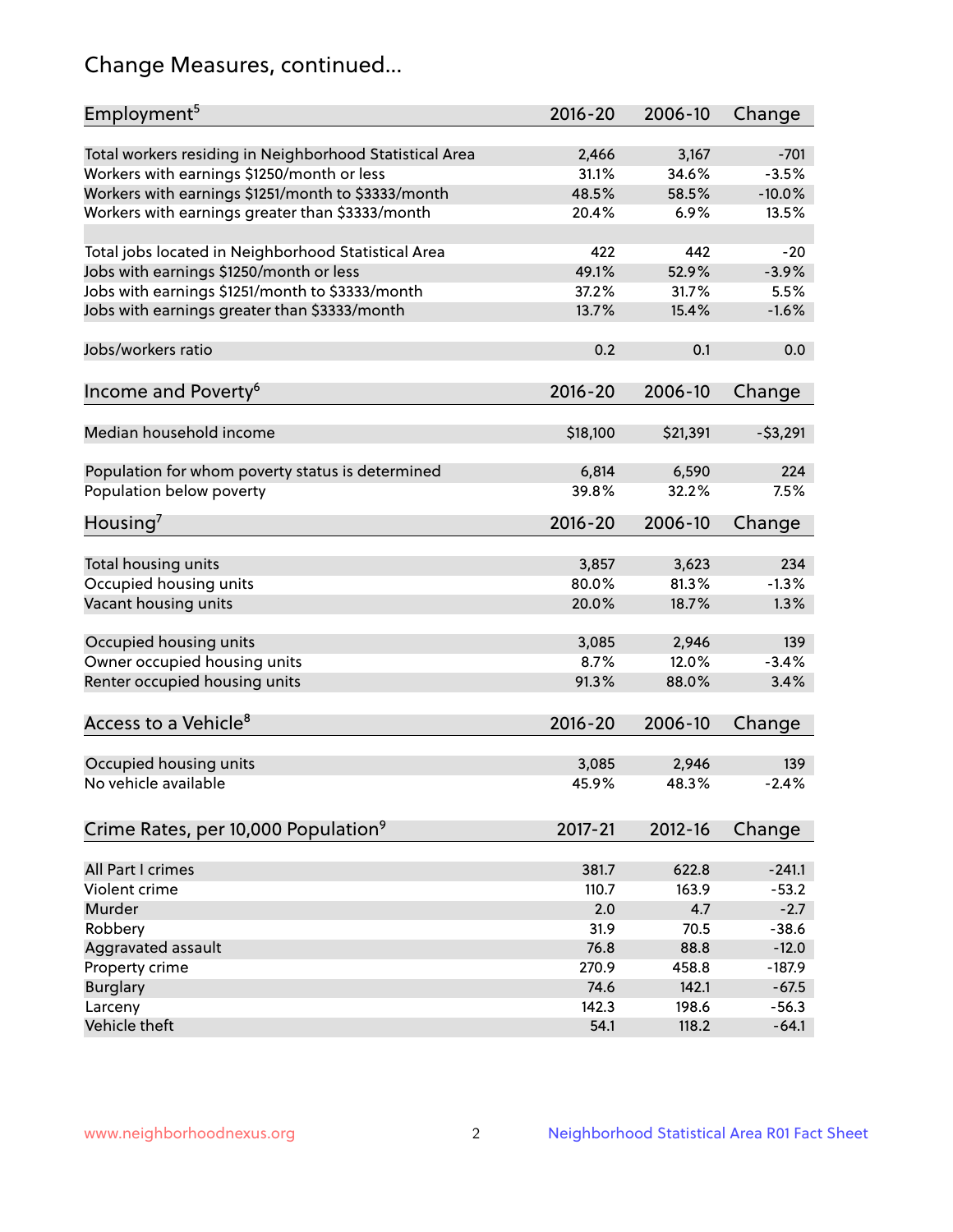# Change Measures, continued...

| Employment[5] | 2016-20 | 2006-10 | Change |
|---|---|---|---|
| Total workers residing in Neighborhood Statistical Area | 2,466 | 3,167 | -701 |
| Workers with earnings $1250/month or less | 31.1% | 34.6% | -3.5% |
| Workers with earnings $1251/month to $3333/month | 48.5% | 58.5% | -10.0% |
| Workers with earnings greater than $3333/month | 20.4% | 6.9% | 13.5% |
| | | | |
| Total jobs located in Neighborhood Statistical Area | 422 | 442 | -20 |
| Jobs with earnings $1250/month or less | 49.1% | 52.9% | -3.9% |
| Jobs with earnings $1251/month to $3333/month | 37.2% | 31.7% | 5.5% |
| Jobs with earnings greater than $3333/month | 13.7% | 15.4% | -1.6% |
| | | | |
| Jobs/workers ratio | 0.2 | 0.1 | 0.0 |

| Income and Poverty[6] | 2016-20 | 2006-10 | Change |
|---|---|---|---|
| Median household income | $18,100 | $21,391 | -$3,291 |
| | | | |
| Population for whom poverty status is determined | 6,814 | 6,590 | 224 |
| Population below poverty | 39.8% | 32.2% | 7.5% |

| Housing[7] | 2016-20 | 2006-10 | Change |
|---|---|---|---|
| Total housing units | 3,857 | 3,623 | 234 |
| Occupied housing units | 80.0% | 81.3% | -1.3% |
| Vacant housing units | 20.0% | 18.7% | 1.3% |
| | | | |
| Occupied housing units | 3,085 | 2,946 | 139 |
| Owner occupied housing units | 8.7% | 12.0% | -3.4% |
| Renter occupied housing units | 91.3% | 88.0% | 3.4% |

| Access to a Vehicle[8] | 2016-20 | 2006-10 | Change |
|---|---|---|---|
| Occupied housing units | 3,085 | 2,946 | 139 |
| No vehicle available | 45.9% | 48.3% | -2.4% |

| Crime Rates, per 10,000 Population[9] | 2017-21 | 2012-16 | Change |
|---|---|---|---|
| All Part I crimes | 381.7 | 622.8 | -241.1 |
| Violent crime | 110.7 | 163.9 | -53.2 |
| Murder | 2.0 | 4.7 | -2.7 |
| Robbery | 31.9 | 70.5 | -38.6 |
| Aggravated assault | 76.8 | 88.8 | -12.0 |
| Property crime | 270.9 | 458.8 | -187.9 |
| Burglary | 74.6 | 142.1 | -67.5 |
| Larceny | 142.3 | 198.6 | -56.3 |
| Vehicle theft | 54.1 | 118.2 | -64.1 |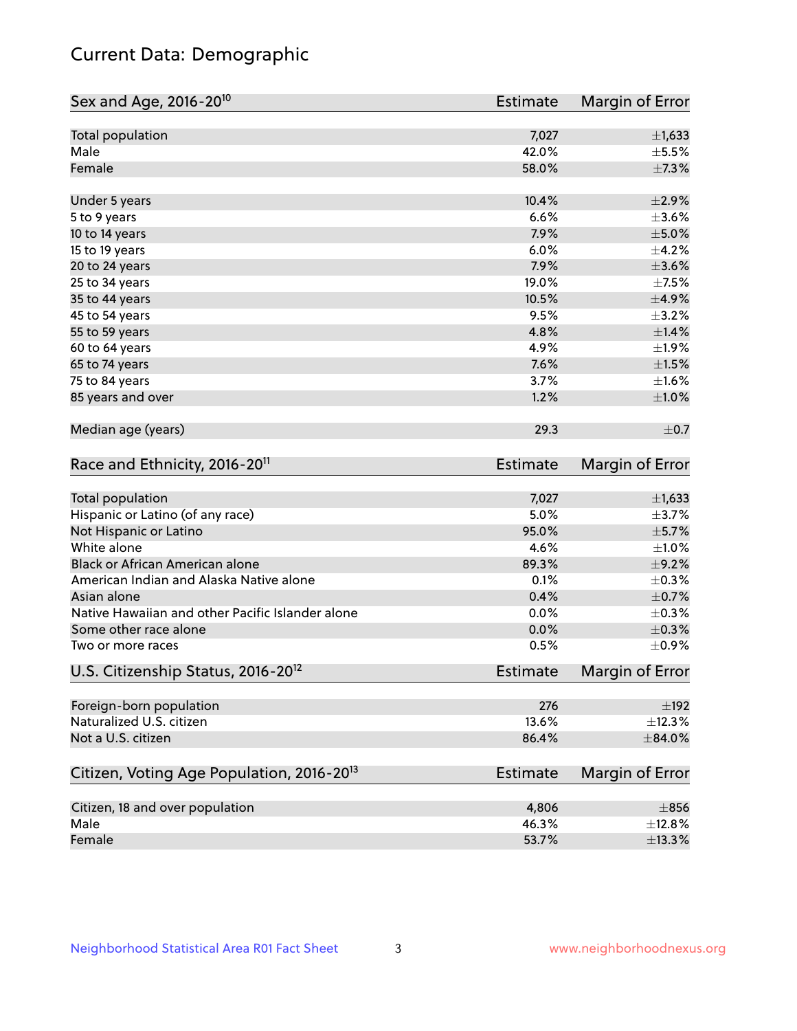# Current Data: Demographic

| Sex and Age, 2016-20[10] | Estimate | Margin of Error |
|---|---|---|
| Total population | 7,027 | ±1,633 |
| Male | 42.0% | ±5.5% |
| Female | 58.0% | ±7.3% |
| Under 5 years | 10.4% | ±2.9% |
| 5 to 9 years | 6.6% | ±3.6% |
| 10 to 14 years | 7.9% | ±5.0% |
| 15 to 19 years | 6.0% | ±4.2% |
| 20 to 24 years | 7.9% | ±3.6% |
| 25 to 34 years | 19.0% | ±7.5% |
| 35 to 44 years | 10.5% | ±4.9% |
| 45 to 54 years | 9.5% | ±3.2% |
| 55 to 59 years | 4.8% | ±1.4% |
| 60 to 64 years | 4.9% | ±1.9% |
| 65 to 74 years | 7.6% | ±1.5% |
| 75 to 84 years | 3.7% | ±1.6% |
| 85 years and over | 1.2% | ±1.0% |
| Median age (years) | 29.3 | ±0.7 |

| Race and Ethnicity, 2016-20[11] | Estimate | Margin of Error |
|---|---|---|
| Total population | 7,027 | ±1,633 |
| Hispanic or Latino (of any race) | 5.0% | ±3.7% |
| Not Hispanic or Latino | 95.0% | ±5.7% |
| White alone | 4.6% | ±1.0% |
| Black or African American alone | 89.3% | ±9.2% |
| American Indian and Alaska Native alone | 0.1% | ±0.3% |
| Asian alone | 0.4% | ±0.7% |
| Native Hawaiian and other Pacific Islander alone | 0.0% | ±0.3% |
| Some other race alone | 0.0% | ±0.3% |
| Two or more races | 0.5% | ±0.9% |

| U.S. Citizenship Status, 2016-20[12] | Estimate | Margin of Error |
|---|---|---|
| Foreign-born population | 276 | ±192 |
| Naturalized U.S. citizen | 13.6% | ±12.3% |
| Not a U.S. citizen | 86.4% | ±84.0% |

| Citizen, Voting Age Population, 2016-20[13] | Estimate | Margin of Error |
|---|---|---|
| Citizen, 18 and over population | 4,806 | ±856 |
| Male | 46.3% | ±12.8% |
| Female | 53.7% | ±13.3% |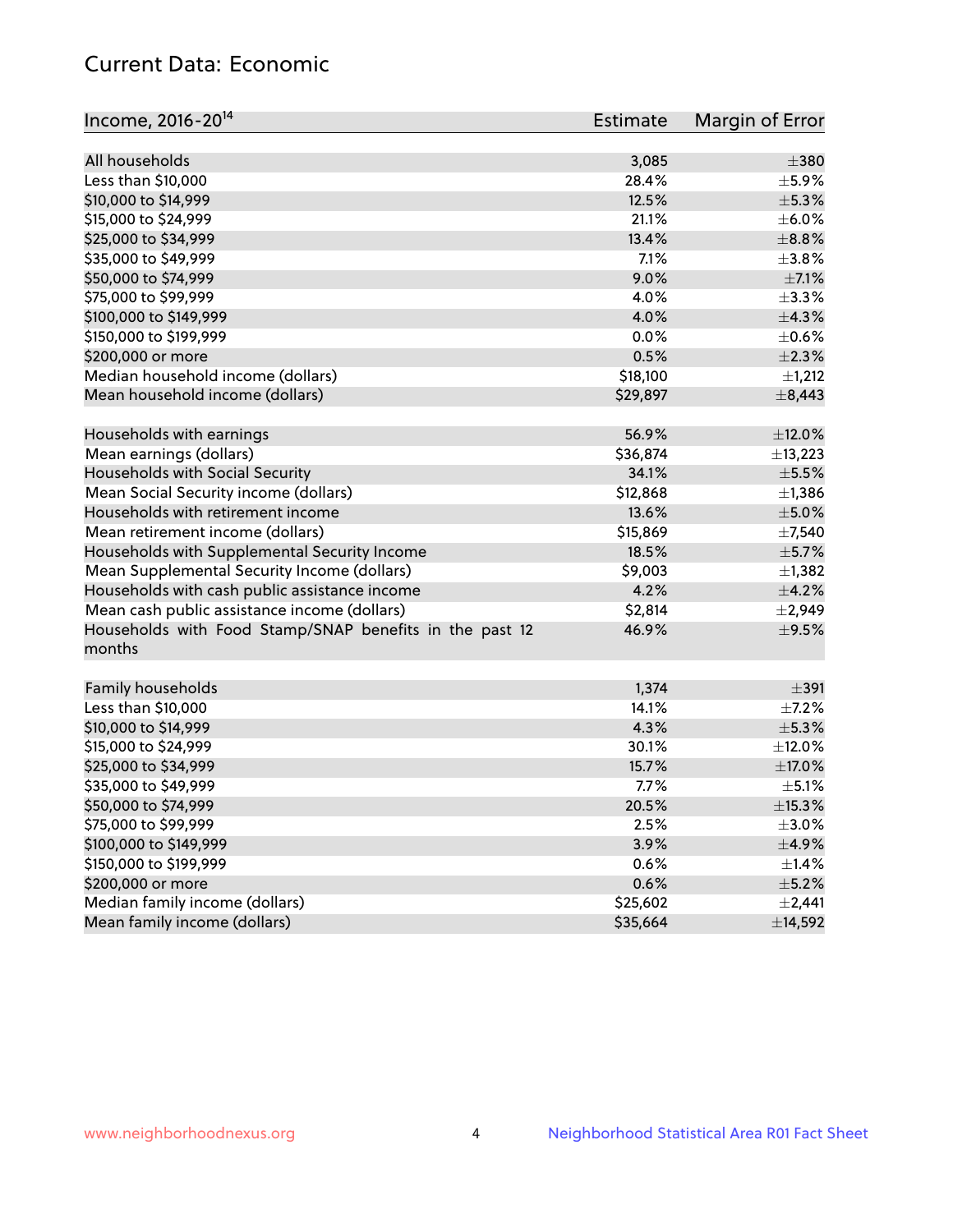## Current Data: Economic

| Income, 2016-20[14] | Estimate | Margin of Error |
|---|---|---|
| All households | 3,085 | ±380 |
| Less than $10,000 | 28.4% | ±5.9% |
| $10,000 to $14,999 | 12.5% | ±5.3% |
| $15,000 to $24,999 | 21.1% | ±6.0% |
| $25,000 to $34,999 | 13.4% | ±8.8% |
| $35,000 to $49,999 | 7.1% | ±3.8% |
| $50,000 to $74,999 | 9.0% | ±7.1% |
| $75,000 to $99,999 | 4.0% | ±3.3% |
| $100,000 to $149,999 | 4.0% | ±4.3% |
| $150,000 to $199,999 | 0.0% | ±0.6% |
| $200,000 or more | 0.5% | ±2.3% |
| Median household income (dollars) | $18,100 | ±1,212 |
| Mean household income (dollars) | $29,897 | ±8,443 |
| | | |
| Households with earnings | 56.9% | ±12.0% |
| Mean earnings (dollars) | $36,874 | ±13,223 |
| Households with Social Security | 34.1% | ±5.5% |
| Mean Social Security income (dollars) | $12,868 | ±1,386 |
| Households with retirement income | 13.6% | ±5.0% |
| Mean retirement income (dollars) | $15,869 | ±7,540 |
| Households with Supplemental Security Income | 18.5% | ±5.7% |
| Mean Supplemental Security Income (dollars) | $9,003 | ±1,382 |
| Households with cash public assistance income | 4.2% | ±4.2% |
| Mean cash public assistance income (dollars) | $2,814 | ±2,949 |
| Households with Food Stamp/SNAP benefits in the past 12 months | 46.9% | ±9.5% |
| | | |
| Family households | 1,374 | ±391 |
| Less than $10,000 | 14.1% | ±7.2% |
| $10,000 to $14,999 | 4.3% | ±5.3% |
| $15,000 to $24,999 | 30.1% | ±12.0% |
| $25,000 to $34,999 | 15.7% | ±17.0% |
| $35,000 to $49,999 | 7.7% | ±5.1% |
| $50,000 to $74,999 | 20.5% | ±15.3% |
| $75,000 to $99,999 | 2.5% | ±3.0% |
| $100,000 to $149,999 | 3.9% | ±4.9% |
| $150,000 to $199,999 | 0.6% | ±1.4% |
| $200,000 or more | 0.6% | ±5.2% |
| Median family income (dollars) | $25,602 | ±2,441 |
| Mean family income (dollars) | $35,664 | ±14,592 |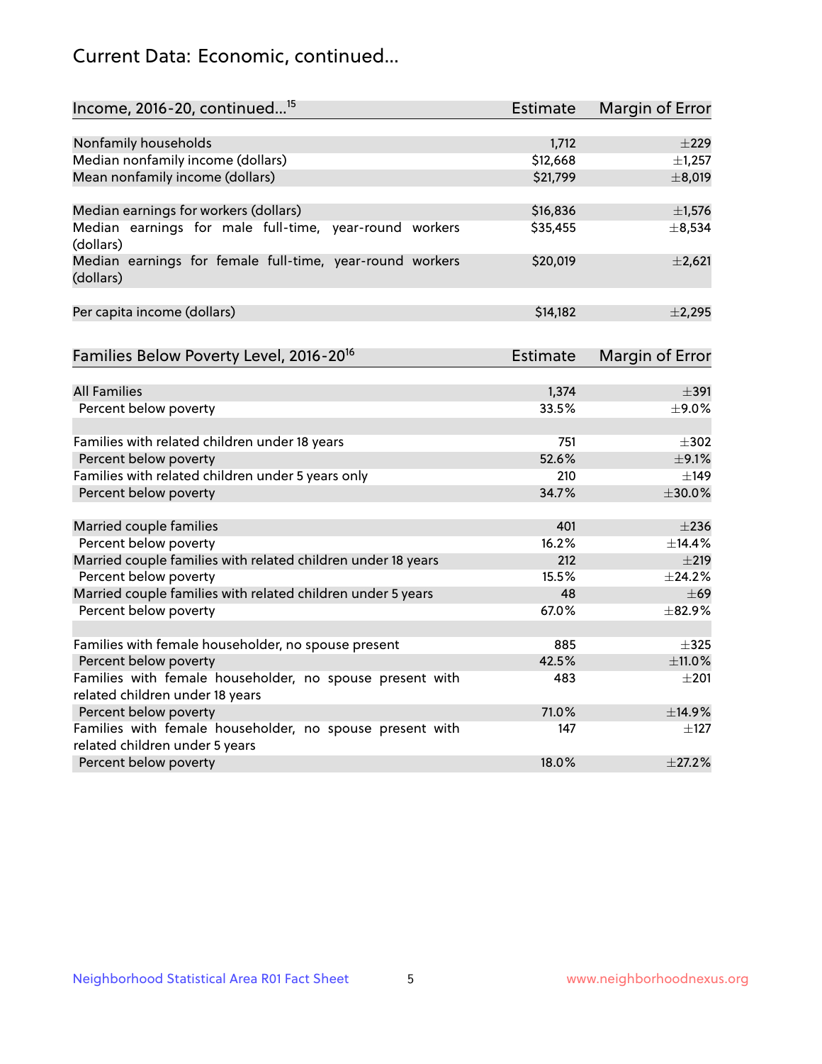# Current Data: Economic, continued...

| Income, 2016-20, continued...[15] | Estimate | Margin of Error |
|---|---|---|
| Nonfamily households | 1,712 | ±229 |
| Median nonfamily income (dollars) | $12,668 | ±1,257 |
| Mean nonfamily income (dollars) | $21,799 | ±8,019 |
| | | |
| Median earnings for workers (dollars) | $16,836 | ±1,576 |
| Median earnings for male full-time, year-round workers (dollars) | $35,455 | ±8,534 |
| Median earnings for female full-time, year-round workers (dollars) | $20,019 | ±2,621 |
| | | |
| Per capita income (dollars) | $14,182 | ±2,295 |

| Families Below Poverty Level, 2016-20[16] | Estimate | Margin of Error |
|---|---|---|
| All Families | 1,374 | ±391 |
| Percent below poverty | 33.5% | ±9.0% |
| | | |
| Families with related children under 18 years | 751 | ±302 |
| Percent below poverty | 52.6% | ±9.1% |
| Families with related children under 5 years only | 210 | ±149 |
| Percent below poverty | 34.7% | ±30.0% |
| | | |
| Married couple families | 401 | ±236 |
| Percent below poverty | 16.2% | ±14.4% |
| Married couple families with related children under 18 years | 212 | ±219 |
| Percent below poverty | 15.5% | ±24.2% |
| Married couple families with related children under 5 years | 48 | ±69 |
| Percent below poverty | 67.0% | ±82.9% |
| | | |
| Families with female householder, no spouse present | 885 | ±325 |
| Percent below poverty | 42.5% | ±11.0% |
| Families with female householder, no spouse present with related children under 18 years | 483 | ±201 |
| Percent below poverty | 71.0% | ±14.9% |
| Families with female householder, no spouse present with related children under 5 years | 147 | ±127 |
| Percent below poverty | 18.0% | ±27.2% |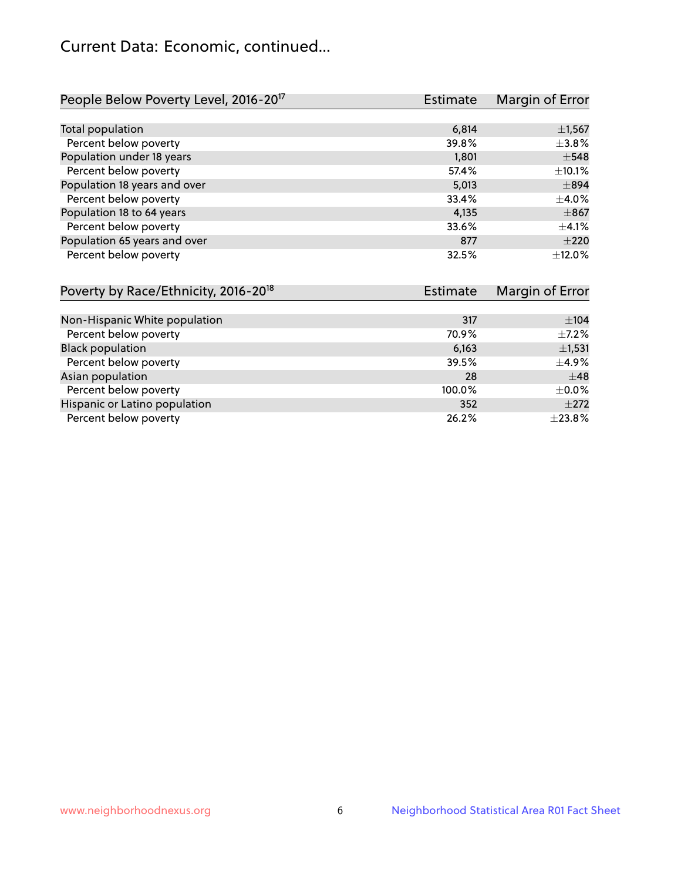## Current Data: Economic, continued...

| People Below Poverty Level, 2016-20[17] | Estimate | Margin of Error |
|---|---|---|
| Total population | 6,814 | ±1,567 |
| Percent below poverty | 39.8% | ±3.8% |
| Population under 18 years | 1,801 | ±548 |
| Percent below poverty | 57.4% | ±10.1% |
| Population 18 years and over | 5,013 | ±894 |
| Percent below poverty | 33.4% | ±4.0% |
| Population 18 to 64 years | 4,135 | ±867 |
| Percent below poverty | 33.6% | ±4.1% |
| Population 65 years and over | 877 | ±220 |
| Percent below poverty | 32.5% | ±12.0% |

| Poverty by Race/Ethnicity, 2016-20[18] | Estimate | Margin of Error |
|---|---|---|
| Non-Hispanic White population | 317 | ±104 |
| Percent below poverty | 70.9% | ±7.2% |
| Black population | 6,163 | ±1,531 |
| Percent below poverty | 39.5% | ±4.9% |
| Asian population | 28 | ±48 |
| Percent below poverty | 100.0% | ±0.0% |
| Hispanic or Latino population | 352 | ±272 |
| Percent below poverty | 26.2% | ±23.8% |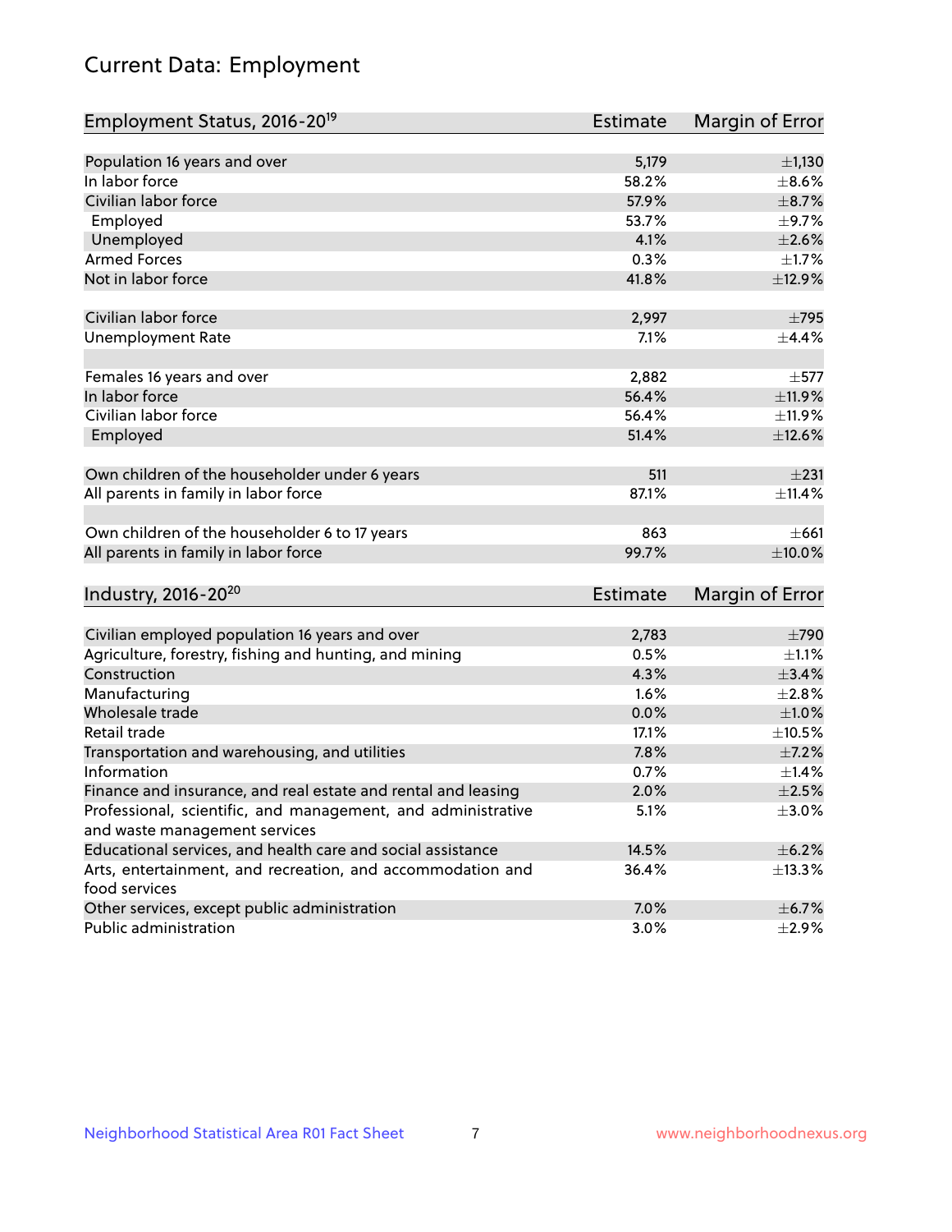# Current Data: Employment

| Employment Status, 2016-20[19] | Estimate | Margin of Error |
|---|---|---|
| Population 16 years and over | 5,179 | ±1,130 |
| In labor force | 58.2% | ±8.6% |
| Civilian labor force | 57.9% | ±8.7% |
| Employed | 53.7% | ±9.7% |
| Unemployed | 4.1% | ±2.6% |
| Armed Forces | 0.3% | ±1.7% |
| Not in labor force | 41.8% | ±12.9% |
| | | |
| Civilian labor force | 2,997 | ±795 |
| Unemployment Rate | 7.1% | ±4.4% |
| | | |
| Females 16 years and over | 2,882 | ±577 |
| In labor force | 56.4% | ±11.9% |
| Civilian labor force | 56.4% | ±11.9% |
| Employed | 51.4% | ±12.6% |
| | | |
| Own children of the householder under 6 years | 511 | ±231 |
| All parents in family in labor force | 87.1% | ±11.4% |
| | | |
| Own children of the householder 6 to 17 years | 863 | ±661 |
| All parents in family in labor force | 99.7% | ±10.0% |

| Industry, 2016-20[20] | Estimate | Margin of Error |
|---|---|---|
| Civilian employed population 16 years and over | 2,783 | ±790 |
| Agriculture, forestry, fishing and hunting, and mining | 0.5% | ±1.1% |
| Construction | 4.3% | ±3.4% |
| Manufacturing | 1.6% | ±2.8% |
| Wholesale trade | 0.0% | ±1.0% |
| Retail trade | 17.1% | ±10.5% |
| Transportation and warehousing, and utilities | 7.8% | ±7.2% |
| Information | 0.7% | ±1.4% |
| Finance and insurance, and real estate and rental and leasing | 2.0% | ±2.5% |
| Professional, scientific, and management, and administrative and waste management services | 5.1% | ±3.0% |
| Educational services, and health care and social assistance | 14.5% | ±6.2% |
| Arts, entertainment, and recreation, and accommodation and food services | 36.4% | ±13.3% |
| Other services, except public administration | 7.0% | ±6.7% |
| Public administration | 3.0% | ±2.9% |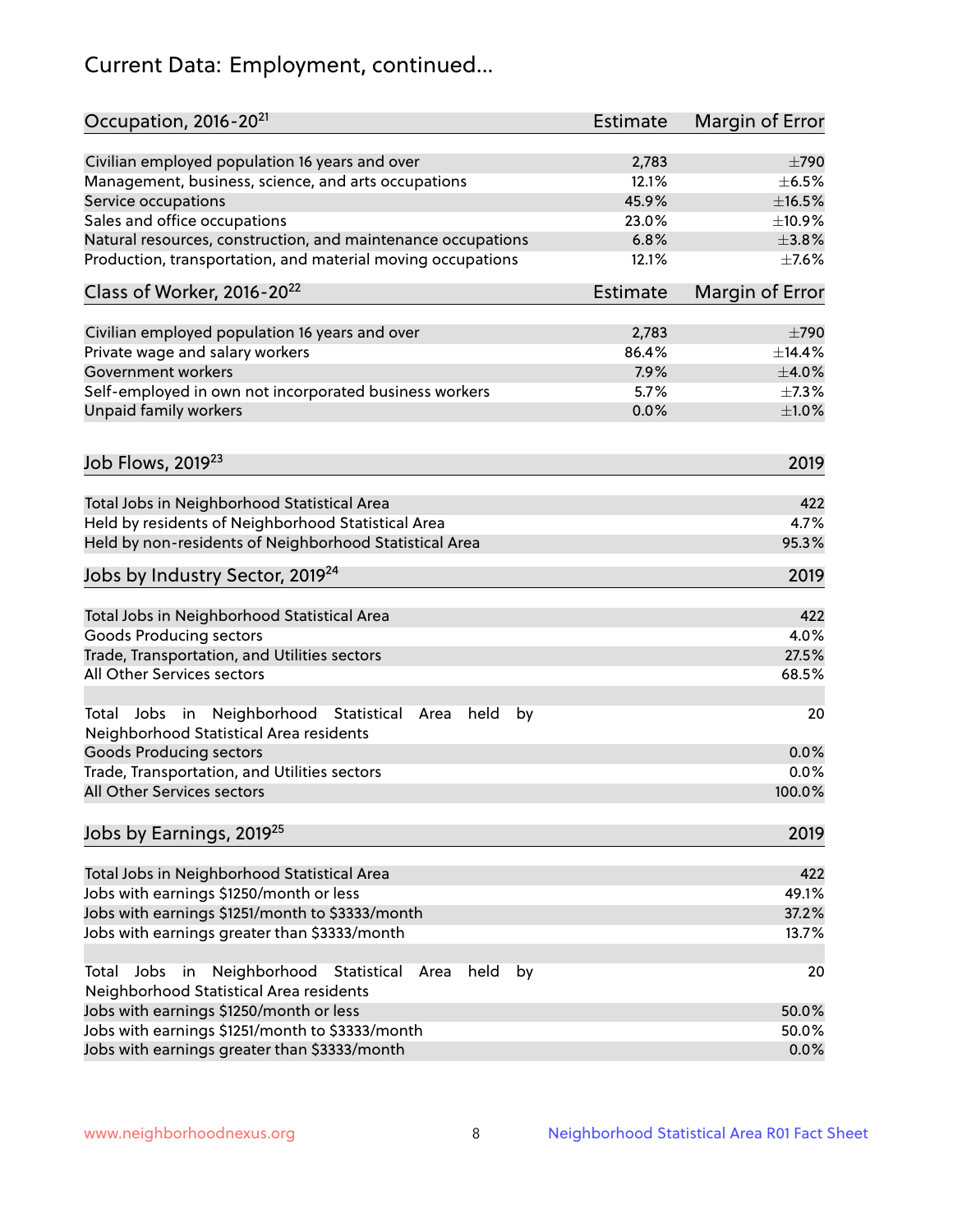# Current Data: Employment, continued...

| Occupation, 2016-20[21] | Estimate | Margin of Error |
|---|---|---|
| Civilian employed population 16 years and over | 2,783 | ±790 |
| Management, business, science, and arts occupations | 12.1% | ±6.5% |
| Service occupations | 45.9% | ±16.5% |
| Sales and office occupations | 23.0% | ±10.9% |
| Natural resources, construction, and maintenance occupations | 6.8% | ±3.8% |
| Production, transportation, and material moving occupations | 12.1% | ±7.6% |

| Class of Worker, 2016-20[22] | Estimate | Margin of Error |
|---|---|---|
| Civilian employed population 16 years and over | 2,783 | ±790 |
| Private wage and salary workers | 86.4% | ±14.4% |
| Government workers | 7.9% | ±4.0% |
| Self-employed in own not incorporated business workers | 5.7% | ±7.3% |
| Unpaid family workers | 0.0% | ±1.0% |

| Job Flows, 2019[23] | 2019 |
|---|---|
| Total Jobs in Neighborhood Statistical Area | 422 |
| Held by residents of Neighborhood Statistical Area | 4.7% |
| Held by non-residents of Neighborhood Statistical Area | 95.3% |

| Jobs by Industry Sector, 2019[24] | 2019 |
|---|---|
| Total Jobs in Neighborhood Statistical Area | 422 |
| Goods Producing sectors | 4.0% |
| Trade, Transportation, and Utilities sectors | 27.5% |
| All Other Services sectors | 68.5% |
| | |
| Total Jobs in Neighborhood Statistical Area held by Neighborhood Statistical Area residents | 20 |
| Goods Producing sectors | 0.0% |
| Trade, Transportation, and Utilities sectors | 0.0% |
| All Other Services sectors | 100.0% |

| Jobs by Earnings, 2019[25] | 2019 |
|---|---|
| Total Jobs in Neighborhood Statistical Area | 422 |
| Jobs with earnings $1250/month or less | 49.1% |
| Jobs with earnings $1251/month to $3333/month | 37.2% |
| Jobs with earnings greater than $3333/month | 13.7% |
| | |
| Total Jobs in Neighborhood Statistical Area held by Neighborhood Statistical Area residents | 20 |
| Jobs with earnings $1250/month or less | 50.0% |
| Jobs with earnings $1251/month to $3333/month | 50.0% |
| Jobs with earnings greater than $3333/month | 0.0% |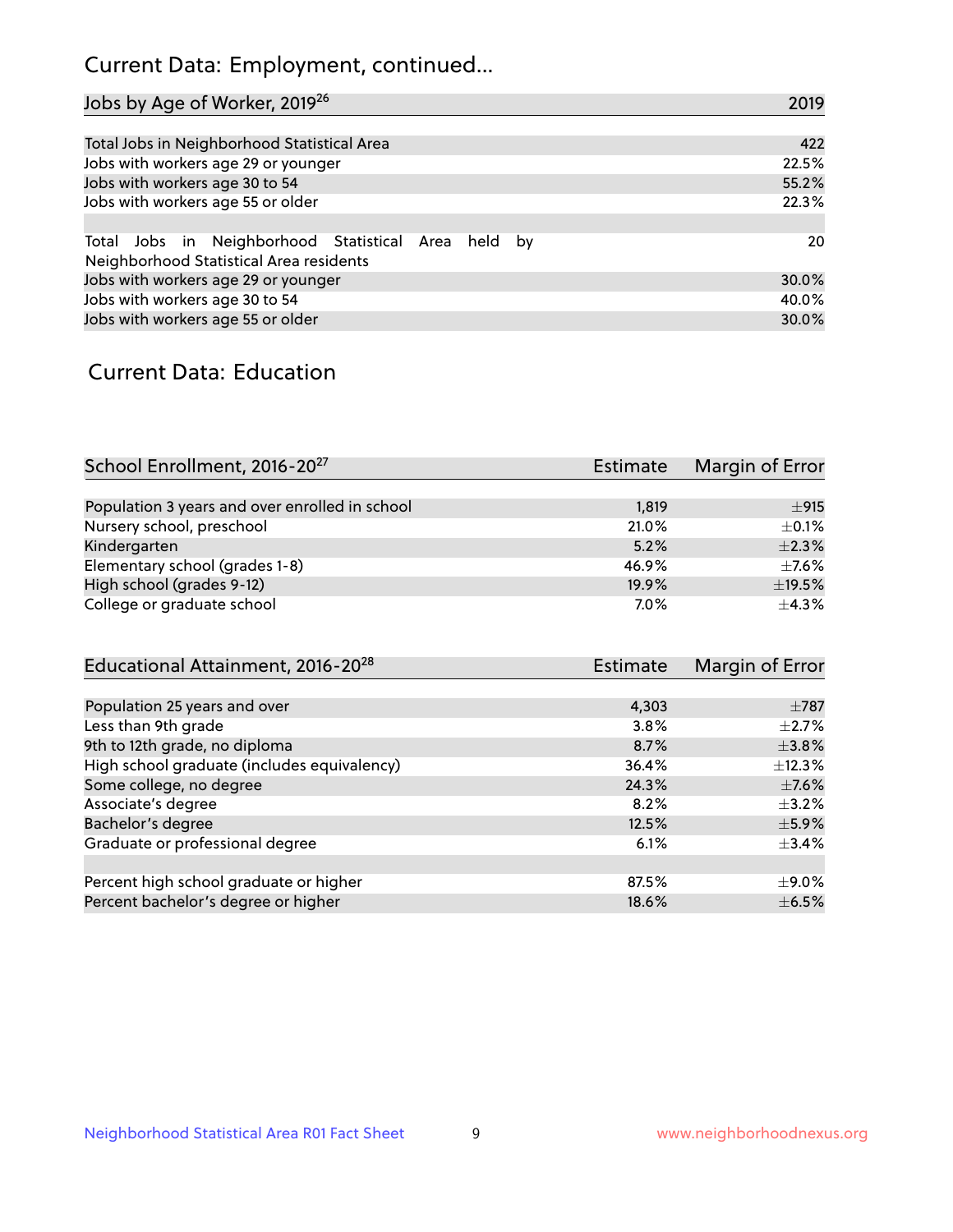## Current Data: Employment, continued...

| Jobs by Age of Worker, 2019[26] | 2019 |
|---|---|
| Total Jobs in Neighborhood Statistical Area | 422 |
| Jobs with workers age 29 or younger | 22.5% |
| Jobs with workers age 30 to 54 | 55.2% |
| Jobs with workers age 55 or older | 22.3% |
| | |
| Total Jobs in Neighborhood Statistical Area held by Neighborhood Statistical Area residents | 20 |
| Jobs with workers age 29 or younger | 30.0% |
| Jobs with workers age 30 to 54 | 40.0% |
| Jobs with workers age 55 or older | 30.0% |

## Current Data: Education

| School Enrollment, 2016-20[27] | Estimate | Margin of Error |
|---|---|---|
| Population 3 years and over enrolled in school | 1,819 | ±915 |
| Nursery school, preschool | 21.0% | ±0.1% |
| Kindergarten | 5.2% | ±2.3% |
| Elementary school (grades 1-8) | 46.9% | ±7.6% |
| High school (grades 9-12) | 19.9% | ±19.5% |
| College or graduate school | 7.0% | ±4.3% |

| Educational Attainment, 2016-20[28] | Estimate | Margin of Error |
|---|---|---|
| Population 25 years and over | 4,303 | ±787 |
| Less than 9th grade | 3.8% | ±2.7% |
| 9th to 12th grade, no diploma | 8.7% | ±3.8% |
| High school graduate (includes equivalency) | 36.4% | ±12.3% |
| Some college, no degree | 24.3% | ±7.6% |
| Associate's degree | 8.2% | ±3.2% |
| Bachelor's degree | 12.5% | ±5.9% |
| Graduate or professional degree | 6.1% | ±3.4% |
| | | |
| Percent high school graduate or higher | 87.5% | ±9.0% |
| Percent bachelor's degree or higher | 18.6% | ±6.5% |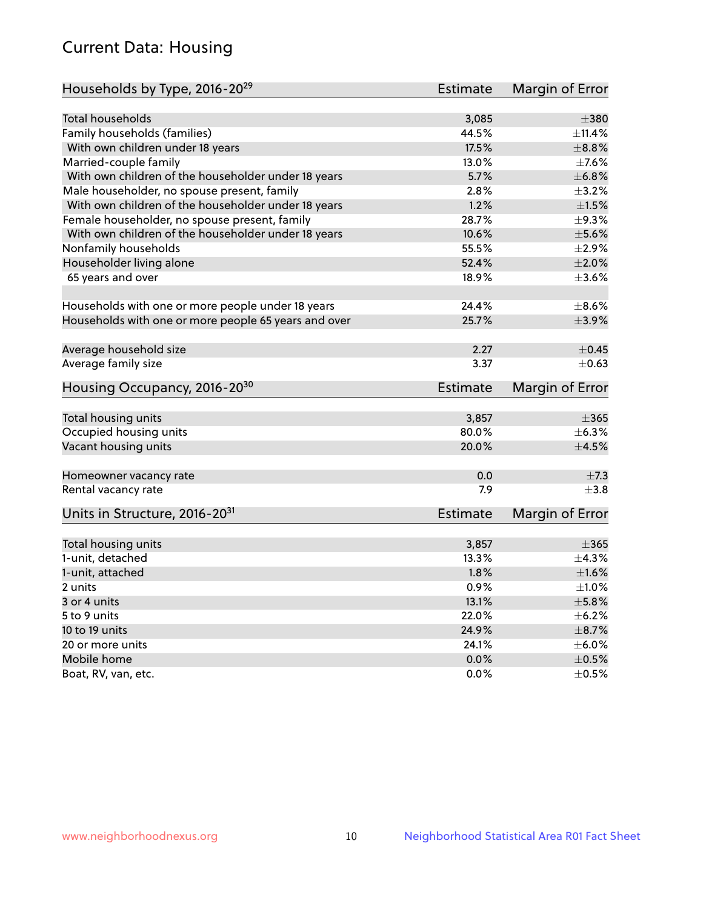## Current Data: Housing

| Households by Type, 2016-20[29] | Estimate | Margin of Error |
|---|---|---|
| Total households | 3,085 | ±380 |
| Family households (families) | 44.5% | ±11.4% |
| With own children under 18 years | 17.5% | ±8.8% |
| Married-couple family | 13.0% | ±7.6% |
| With own children of the householder under 18 years | 5.7% | ±6.8% |
| Male householder, no spouse present, family | 2.8% | ±3.2% |
| With own children of the householder under 18 years | 1.2% | ±1.5% |
| Female householder, no spouse present, family | 28.7% | ±9.3% |
| With own children of the householder under 18 years | 10.6% | ±5.6% |
| Nonfamily households | 55.5% | ±2.9% |
| Householder living alone | 52.4% | ±2.0% |
| 65 years and over | 18.9% | ±3.6% |
| Households with one or more people under 18 years | 24.4% | ±8.6% |
| Households with one or more people 65 years and over | 25.7% | ±3.9% |
| Average household size | 2.27 | ±0.45 |
| Average family size | 3.37 | ±0.63 |

| Housing Occupancy, 2016-20[30] | Estimate | Margin of Error |
|---|---|---|
| Total housing units | 3,857 | ±365 |
| Occupied housing units | 80.0% | ±6.3% |
| Vacant housing units | 20.0% | ±4.5% |
| Homeowner vacancy rate | 0.0 | ±7.3 |
| Rental vacancy rate | 7.9 | ±3.8 |

| Units in Structure, 2016-20[31] | Estimate | Margin of Error |
|---|---|---|
| Total housing units | 3,857 | ±365 |
| 1-unit, detached | 13.3% | ±4.3% |
| 1-unit, attached | 1.8% | ±1.6% |
| 2 units | 0.9% | ±1.0% |
| 3 or 4 units | 13.1% | ±5.8% |
| 5 to 9 units | 22.0% | ±6.2% |
| 10 to 19 units | 24.9% | ±8.7% |
| 20 or more units | 24.1% | ±6.0% |
| Mobile home | 0.0% | ±0.5% |
| Boat, RV, van, etc. | 0.0% | ±0.5% |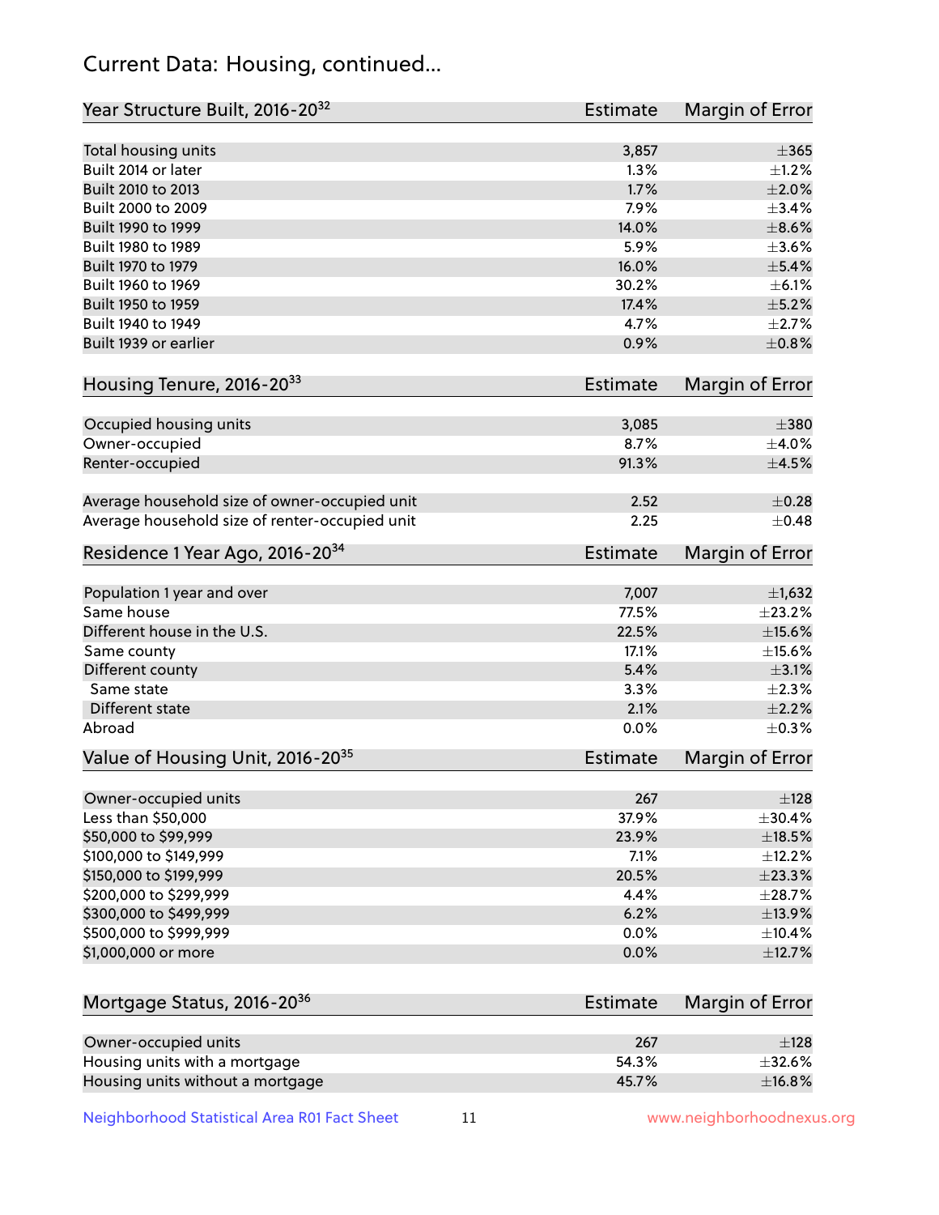# Current Data: Housing, continued...

| Year Structure Built, 2016-20[32] | Estimate | Margin of Error |
|---|---|---|
| Total housing units | 3,857 | ±365 |
| Built 2014 or later | 1.3% | ±1.2% |
| Built 2010 to 2013 | 1.7% | ±2.0% |
| Built 2000 to 2009 | 7.9% | ±3.4% |
| Built 1990 to 1999 | 14.0% | ±8.6% |
| Built 1980 to 1989 | 5.9% | ±3.6% |
| Built 1970 to 1979 | 16.0% | ±5.4% |
| Built 1960 to 1969 | 30.2% | ±6.1% |
| Built 1950 to 1959 | 17.4% | ±5.2% |
| Built 1940 to 1949 | 4.7% | ±2.7% |
| Built 1939 or earlier | 0.9% | ±0.8% |

| Housing Tenure, 2016-20[33] | Estimate | Margin of Error |
|---|---|---|
| Occupied housing units | 3,085 | ±380 |
| Owner-occupied | 8.7% | ±4.0% |
| Renter-occupied | 91.3% | ±4.5% |
| | | |
| Average household size of owner-occupied unit | 2.52 | ±0.28 |
| Average household size of renter-occupied unit | 2.25 | ±0.48 |

| Residence 1 Year Ago, 2016-20[34] | Estimate | Margin of Error |
|---|---|---|
| Population 1 year and over | 7,007 | ±1,632 |
| Same house | 77.5% | ±23.2% |
| Different house in the U.S. | 22.5% | ±15.6% |
| Same county | 17.1% | ±15.6% |
| Different county | 5.4% | ±3.1% |
| Same state | 3.3% | ±2.3% |
| Different state | 2.1% | ±2.2% |
| Abroad | 0.0% | ±0.3% |

| Value of Housing Unit, 2016-20[35] | Estimate | Margin of Error |
|---|---|---|
| Owner-occupied units | 267 | ±128 |
| Less than $50,000 | 37.9% | ±30.4% |
| $50,000 to $99,999 | 23.9% | ±18.5% |
| $100,000 to $149,999 | 7.1% | ±12.2% |
| $150,000 to $199,999 | 20.5% | ±23.3% |
| $200,000 to $299,999 | 4.4% | ±28.7% |
| $300,000 to $499,999 | 6.2% | ±13.9% |
| $500,000 to $999,999 | 0.0% | ±10.4% |
| $1,000,000 or more | 0.0% | ±12.7% |

| Mortgage Status, 2016-20[36] | Estimate | Margin of Error |
|---|---|---|
| Owner-occupied units | 267 | ±128 |
| Housing units with a mortgage | 54.3% | ±32.6% |
| Housing units without a mortgage | 45.7% | ±16.8% |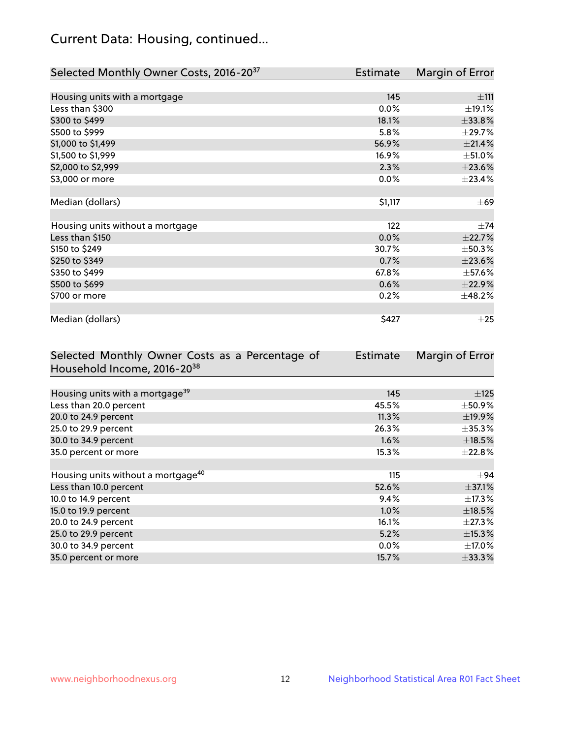## Current Data: Housing, continued...

| Selected Monthly Owner Costs, 2016-20[37] | Estimate | Margin of Error |
|---|---|---|
| Housing units with a mortgage | 145 | ±111 |
| Less than $300 | 0.0% | ±19.1% |
| $300 to $499 | 18.1% | ±33.8% |
| $500 to $999 | 5.8% | ±29.7% |
| $1,000 to $1,499 | 56.9% | ±21.4% |
| $1,500 to $1,999 | 16.9% | ±51.0% |
| $2,000 to $2,999 | 2.3% | ±23.6% |
| $3,000 or more | 0.0% | ±23.4% |
| | | |
| Median (dollars) | $1,117 | ±69 |
| | | |
| Housing units without a mortgage | 122 | ±74 |
| Less than $150 | 0.0% | ±22.7% |
| $150 to $249 | 30.7% | ±50.3% |
| $250 to $349 | 0.7% | ±23.6% |
| $350 to $499 | 67.8% | ±57.6% |
| $500 to $699 | 0.6% | ±22.9% |
| $700 or more | 0.2% | ±48.2% |
| | | |
| Median (dollars) | $427 | ±25 |

| Selected Monthly Owner Costs as a Percentage of Household Income, 2016-20[38] | Estimate | Margin of Error |
|---|---|---|
| Housing units with a mortgage[39] | 145 | ±125 |
| Less than 20.0 percent | 45.5% | ±50.9% |
| 20.0 to 24.9 percent | 11.3% | ±19.9% |
| 25.0 to 29.9 percent | 26.3% | ±35.3% |
| 30.0 to 34.9 percent | 1.6% | ±18.5% |
| 35.0 percent or more | 15.3% | ±22.8% |
| | | |
| Housing units without a mortgage[40] | 115 | ±94 |
| Less than 10.0 percent | 52.6% | ±37.1% |
| 10.0 to 14.9 percent | 9.4% | ±17.3% |
| 15.0 to 19.9 percent | 1.0% | ±18.5% |
| 20.0 to 24.9 percent | 16.1% | ±27.3% |
| 25.0 to 29.9 percent | 5.2% | ±15.3% |
| 30.0 to 34.9 percent | 0.0% | ±17.0% |
| 35.0 percent or more | 15.7% | ±33.3% |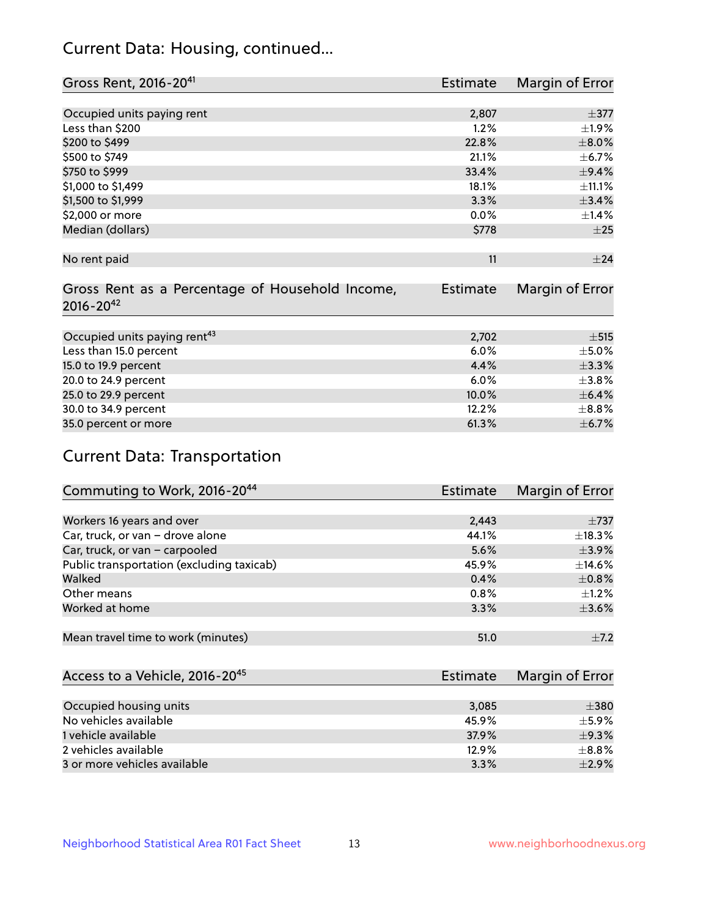## Current Data: Housing, continued...

| Gross Rent, 2016-20[41] | Estimate | Margin of Error |
|---|---|---|
| Occupied units paying rent | 2,807 | ±377 |
| Less than $200 | 1.2% | ±1.9% |
| $200 to $499 | 22.8% | ±8.0% |
| $500 to $749 | 21.1% | ±6.7% |
| $750 to $999 | 33.4% | ±9.4% |
| $1,000 to $1,499 | 18.1% | ±11.1% |
| $1,500 to $1,999 | 3.3% | ±3.4% |
| $2,000 or more | 0.0% | ±1.4% |
| Median (dollars) | $778 | ±25 |
| No rent paid | 11 | ±24 |

| Gross Rent as a Percentage of Household Income, 2016-20[42] | Estimate | Margin of Error |
|---|---|---|
| Occupied units paying rent[43] | 2,702 | ±515 |
| Less than 15.0 percent | 6.0% | ±5.0% |
| 15.0 to 19.9 percent | 4.4% | ±3.3% |
| 20.0 to 24.9 percent | 6.0% | ±3.8% |
| 25.0 to 29.9 percent | 10.0% | ±6.4% |
| 30.0 to 34.9 percent | 12.2% | ±8.8% |
| 35.0 percent or more | 61.3% | ±6.7% |

## Current Data: Transportation

| Commuting to Work, 2016-20[44] | Estimate | Margin of Error |
|---|---|---|
| Workers 16 years and over | 2,443 | ±737 |
| Car, truck, or van – drove alone | 44.1% | ±18.3% |
| Car, truck, or van – carpooled | 5.6% | ±3.9% |
| Public transportation (excluding taxicab) | 45.9% | ±14.6% |
| Walked | 0.4% | ±0.8% |
| Other means | 0.8% | ±1.2% |
| Worked at home | 3.3% | ±3.6% |
| Mean travel time to work (minutes) | 51.0 | ±7.2 |

| Access to a Vehicle, 2016-20[45] | Estimate | Margin of Error |
|---|---|---|
| Occupied housing units | 3,085 | ±380 |
| No vehicles available | 45.9% | ±5.9% |
| 1 vehicle available | 37.9% | ±9.3% |
| 2 vehicles available | 12.9% | ±8.8% |
| 3 or more vehicles available | 3.3% | ±2.9% |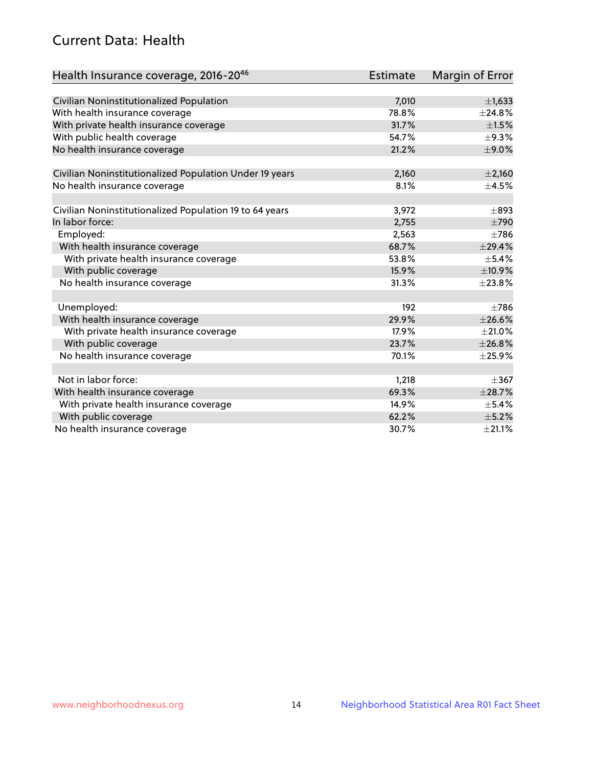## Current Data: Health

| Health Insurance coverage, 2016-20[46] | Estimate | Margin of Error |
|---|---|---|
| Civilian Noninstitutionalized Population | 7,010 | ±1,633 |
| With health insurance coverage | 78.8% | ±24.8% |
| With private health insurance coverage | 31.7% | ±1.5% |
| With public health coverage | 54.7% | ±9.3% |
| No health insurance coverage | 21.2% | ±9.0% |
| | | |
| Civilian Noninstitutionalized Population Under 19 years | 2,160 | ±2,160 |
| No health insurance coverage | 8.1% | ±4.5% |
| | | |
| Civilian Noninstitutionalized Population 19 to 64 years | 3,972 | ±893 |
| In labor force: | 2,755 | ±790 |
| Employed: | 2,563 | ±786 |
| With health insurance coverage | 68.7% | ±29.4% |
| With private health insurance coverage | 53.8% | ±5.4% |
| With public coverage | 15.9% | ±10.9% |
| No health insurance coverage | 31.3% | ±23.8% |
| | | |
| Unemployed: | 192 | ±786 |
| With health insurance coverage | 29.9% | ±26.6% |
| With private health insurance coverage | 17.9% | ±21.0% |
| With public coverage | 23.7% | ±26.8% |
| No health insurance coverage | 70.1% | ±25.9% |
| | | |
| Not in labor force: | 1,218 | ±367 |
| With health insurance coverage | 69.3% | ±28.7% |
| With private health insurance coverage | 14.9% | ±5.4% |
| With public coverage | 62.2% | ±5.2% |
| No health insurance coverage | 30.7% | ±21.1% |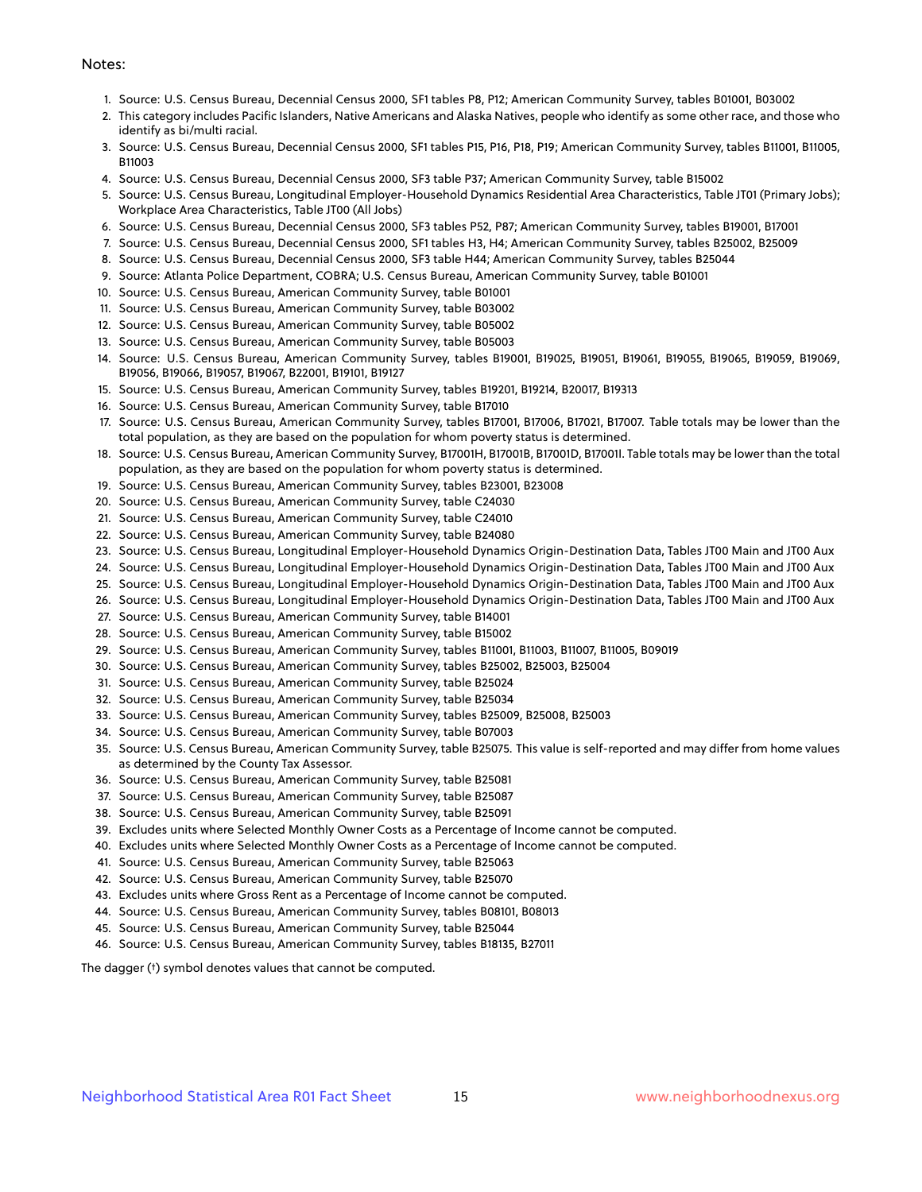Notes:

1. Source: U.S. Census Bureau, Decennial Census 2000, SF1 tables P8, P12; American Community Survey, tables B01001, B03002
2. This category includes Pacific Islanders, Native Americans and Alaska Natives, people who identify as some other race, and those who identify as bi/multi racial.
3. Source: U.S. Census Bureau, Decennial Census 2000, SF1 tables P15, P16, P18, P19; American Community Survey, tables B11001, B11005, B11003
4. Source: U.S. Census Bureau, Decennial Census 2000, SF3 table P37; American Community Survey, table B15002
5. Source: U.S. Census Bureau, Longitudinal Employer-Household Dynamics Residential Area Characteristics, Table JT01 (Primary Jobs); Workplace Area Characteristics, Table JT00 (All Jobs)
6. Source: U.S. Census Bureau, Decennial Census 2000, SF3 tables P52, P87; American Community Survey, tables B19001, B17001
7. Source: U.S. Census Bureau, Decennial Census 2000, SF1 tables H3, H4; American Community Survey, tables B25002, B25009
8. Source: U.S. Census Bureau, Decennial Census 2000, SF3 table H44; American Community Survey, tables B25044
9. Source: Atlanta Police Department, COBRA; U.S. Census Bureau, American Community Survey, table B01001
10. Source: U.S. Census Bureau, American Community Survey, table B01001
11. Source: U.S. Census Bureau, American Community Survey, table B03002
12. Source: U.S. Census Bureau, American Community Survey, table B05002
13. Source: U.S. Census Bureau, American Community Survey, table B05003
14. Source: U.S. Census Bureau, American Community Survey, tables B19001, B19025, B19051, B19061, B19055, B19065, B19059, B19069, B19056, B19066, B19057, B19067, B22001, B19101, B19127
15. Source: U.S. Census Bureau, American Community Survey, tables B19201, B19214, B20017, B19313
16. Source: U.S. Census Bureau, American Community Survey, table B17010
17. Source: U.S. Census Bureau, American Community Survey, tables B17001, B17006, B17021, B17007. Table totals may be lower than the total population, as they are based on the population for whom poverty status is determined.
18. Source: U.S. Census Bureau, American Community Survey, B17001H, B17001B, B17001D, B17001I. Table totals may be lower than the total population, as they are based on the population for whom poverty status is determined.
19. Source: U.S. Census Bureau, American Community Survey, tables B23001, B23008
20. Source: U.S. Census Bureau, American Community Survey, table C24030
21. Source: U.S. Census Bureau, American Community Survey, table C24010
22. Source: U.S. Census Bureau, American Community Survey, table B24080
23. Source: U.S. Census Bureau, Longitudinal Employer-Household Dynamics Origin-Destination Data, Tables JT00 Main and JT00 Aux
24. Source: U.S. Census Bureau, Longitudinal Employer-Household Dynamics Origin-Destination Data, Tables JT00 Main and JT00 Aux
25. Source: U.S. Census Bureau, Longitudinal Employer-Household Dynamics Origin-Destination Data, Tables JT00 Main and JT00 Aux
26. Source: U.S. Census Bureau, Longitudinal Employer-Household Dynamics Origin-Destination Data, Tables JT00 Main and JT00 Aux
27. Source: U.S. Census Bureau, American Community Survey, table B14001
28. Source: U.S. Census Bureau, American Community Survey, table B15002
29. Source: U.S. Census Bureau, American Community Survey, tables B11001, B11003, B11007, B11005, B09019
30. Source: U.S. Census Bureau, American Community Survey, tables B25002, B25003, B25004
31. Source: U.S. Census Bureau, American Community Survey, table B25024
32. Source: U.S. Census Bureau, American Community Survey, table B25034
33. Source: U.S. Census Bureau, American Community Survey, tables B25009, B25008, B25003
34. Source: U.S. Census Bureau, American Community Survey, table B07003
35. Source: U.S. Census Bureau, American Community Survey, table B25075. This value is self-reported and may differ from home values as determined by the County Tax Assessor.
36. Source: U.S. Census Bureau, American Community Survey, table B25081
37. Source: U.S. Census Bureau, American Community Survey, table B25087
38. Source: U.S. Census Bureau, American Community Survey, table B25091
39. Excludes units where Selected Monthly Owner Costs as a Percentage of Income cannot be computed.
40. Excludes units where Selected Monthly Owner Costs as a Percentage of Income cannot be computed.
41. Source: U.S. Census Bureau, American Community Survey, table B25063
42. Source: U.S. Census Bureau, American Community Survey, table B25070
43. Excludes units where Gross Rent as a Percentage of Income cannot be computed.
44. Source: U.S. Census Bureau, American Community Survey, tables B08101, B08013
45. Source: U.S. Census Bureau, American Community Survey, table B25044
46. Source: U.S. Census Bureau, American Community Survey, tables B18135, B27011

The dagger (†) symbol denotes values that cannot be computed.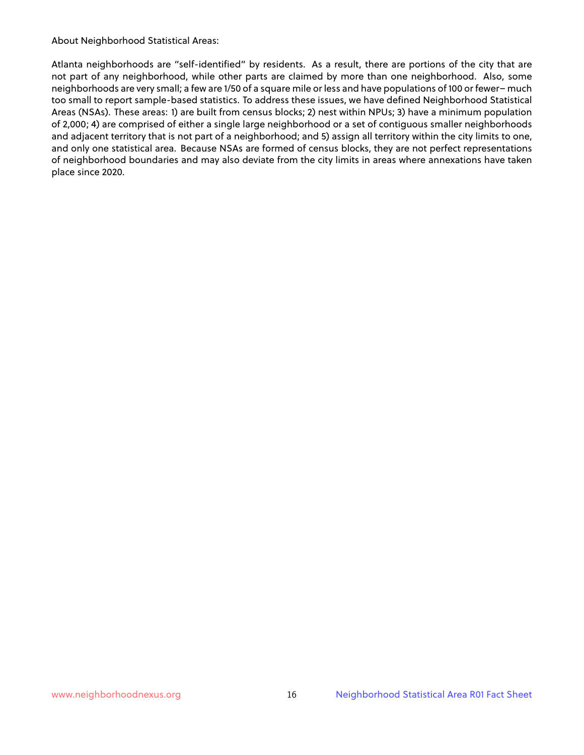About Neighborhood Statistical Areas:

Atlanta neighborhoods are "self-identified" by residents. As a result, there are portions of the city that are not part of any neighborhood, while other parts are claimed by more than one neighborhood. Also, some neighborhoods are very small; a few are 1/50 of a square mile or less and have populations of 100 or fewer– much too small to report sample-based statistics. To address these issues, we have defined Neighborhood Statistical Areas (NSAs). These areas: 1) are built from census blocks; 2) nest within NPUs; 3) have a minimum population of 2,000; 4) are comprised of either a single large neighborhood or a set of contiguous smaller neighborhoods and adjacent territory that is not part of a neighborhood; and 5) assign all territory within the city limits to one, and only one statistical area. Because NSAs are formed of census blocks, they are not perfect representations of neighborhood boundaries and may also deviate from the city limits in areas where annexations have taken place since 2020.